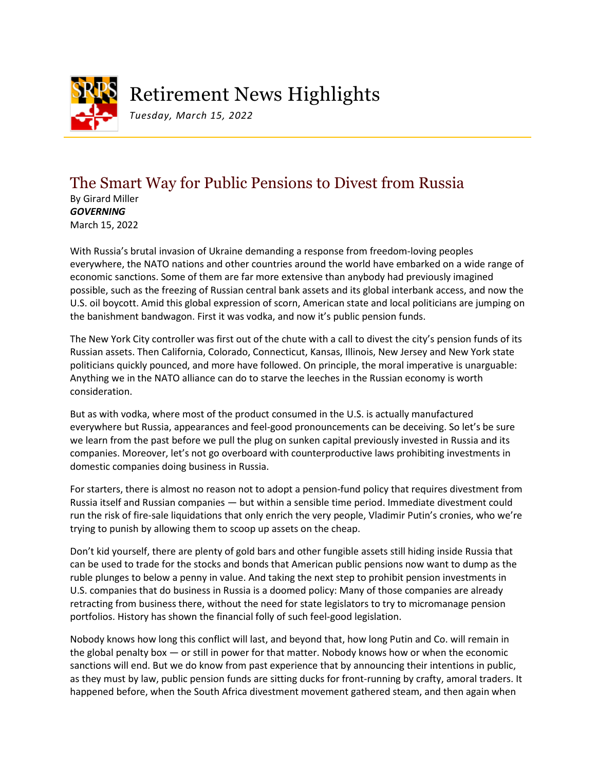# Retirement News Highlights

*Tuesday, March 15, 2022*

## The Smart Way for Public Pensions to Divest from Russia

By Girard Miller
***GOVERNING***
March 15, 2022

With Russia's brutal invasion of Ukraine demanding a response from freedom-loving peoples everywhere, the NATO nations and other countries around the world have embarked on a wide range of economic sanctions. Some of them are far more extensive than anybody had previously imagined possible, such as the freezing of Russian central bank assets and its global interbank access, and now the U.S. oil boycott. Amid this global expression of scorn, American state and local politicians are jumping on the banishment bandwagon. First it was vodka, and now it's public pension funds.

The New York City controller was first out of the chute with a call to divest the city's pension funds of its Russian assets. Then California, Colorado, Connecticut, Kansas, Illinois, New Jersey and New York state politicians quickly pounced, and more have followed. On principle, the moral imperative is unarguable: Anything we in the NATO alliance can do to starve the leeches in the Russian economy is worth consideration.

But as with vodka, where most of the product consumed in the U.S. is actually manufactured everywhere but Russia, appearances and feel-good pronouncements can be deceiving. So let's be sure we learn from the past before we pull the plug on sunken capital previously invested in Russia and its companies. Moreover, let's not go overboard with counterproductive laws prohibiting investments in domestic companies doing business in Russia.

For starters, there is almost no reason not to adopt a pension-fund policy that requires divestment from Russia itself and Russian companies — but within a sensible time period. Immediate divestment could run the risk of fire-sale liquidations that only enrich the very people, Vladimir Putin's cronies, who we're trying to punish by allowing them to scoop up assets on the cheap.

Don't kid yourself, there are plenty of gold bars and other fungible assets still hiding inside Russia that can be used to trade for the stocks and bonds that American public pensions now want to dump as the ruble plunges to below a penny in value. And taking the next step to prohibit pension investments in U.S. companies that do business in Russia is a doomed policy: Many of those companies are already retracting from business there, without the need for state legislators to try to micromanage pension portfolios. History has shown the financial folly of such feel-good legislation.

Nobody knows how long this conflict will last, and beyond that, how long Putin and Co. will remain in the global penalty box — or still in power for that matter. Nobody knows how or when the economic sanctions will end. But we do know from past experience that by announcing their intentions in public, as they must by law, public pension funds are sitting ducks for front-running by crafty, amoral traders. It happened before, when the South Africa divestment movement gathered steam, and then again when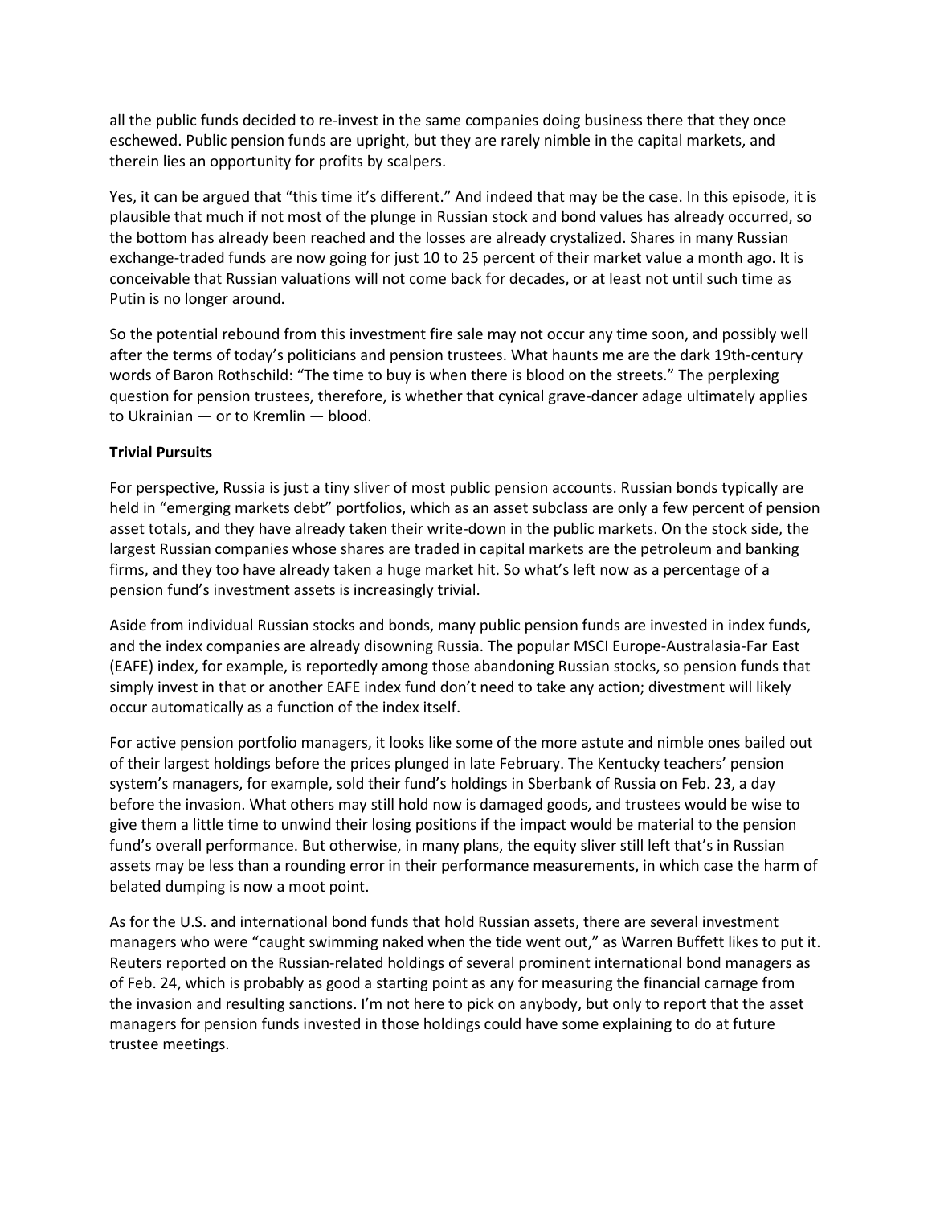all the public funds decided to re-invest in the same companies doing business there that they once eschewed. Public pension funds are upright, but they are rarely nimble in the capital markets, and therein lies an opportunity for profits by scalpers.

Yes, it can be argued that "this time it's different." And indeed that may be the case. In this episode, it is plausible that much if not most of the plunge in Russian stock and bond values has already occurred, so the bottom has already been reached and the losses are already crystalized. Shares in many Russian exchange-traded funds are now going for just 10 to 25 percent of their market value a month ago. It is conceivable that Russian valuations will not come back for decades, or at least not until such time as Putin is no longer around.

So the potential rebound from this investment fire sale may not occur any time soon, and possibly well after the terms of today's politicians and pension trustees. What haunts me are the dark 19th-century words of Baron Rothschild: "The time to buy is when there is blood on the streets." The perplexing question for pension trustees, therefore, is whether that cynical grave-dancer adage ultimately applies to Ukrainian — or to Kremlin — blood.

**Trivial Pursuits**

For perspective, Russia is just a tiny sliver of most public pension accounts. Russian bonds typically are held in "emerging markets debt" portfolios, which as an asset subclass are only a few percent of pension asset totals, and they have already taken their write-down in the public markets. On the stock side, the largest Russian companies whose shares are traded in capital markets are the petroleum and banking firms, and they too have already taken a huge market hit. So what's left now as a percentage of a pension fund's investment assets is increasingly trivial.

Aside from individual Russian stocks and bonds, many public pension funds are invested in index funds, and the index companies are already disowning Russia. The popular MSCI Europe-Australasia-Far East (EAFE) index, for example, is reportedly among those abandoning Russian stocks, so pension funds that simply invest in that or another EAFE index fund don't need to take any action; divestment will likely occur automatically as a function of the index itself.

For active pension portfolio managers, it looks like some of the more astute and nimble ones bailed out of their largest holdings before the prices plunged in late February. The Kentucky teachers' pension system's managers, for example, sold their fund's holdings in Sberbank of Russia on Feb. 23, a day before the invasion. What others may still hold now is damaged goods, and trustees would be wise to give them a little time to unwind their losing positions if the impact would be material to the pension fund's overall performance. But otherwise, in many plans, the equity sliver still left that's in Russian assets may be less than a rounding error in their performance measurements, in which case the harm of belated dumping is now a moot point.

As for the U.S. and international bond funds that hold Russian assets, there are several investment managers who were "caught swimming naked when the tide went out," as Warren Buffett likes to put it. Reuters reported on the Russian-related holdings of several prominent international bond managers as of Feb. 24, which is probably as good a starting point as any for measuring the financial carnage from the invasion and resulting sanctions. I'm not here to pick on anybody, but only to report that the asset managers for pension funds invested in those holdings could have some explaining to do at future trustee meetings.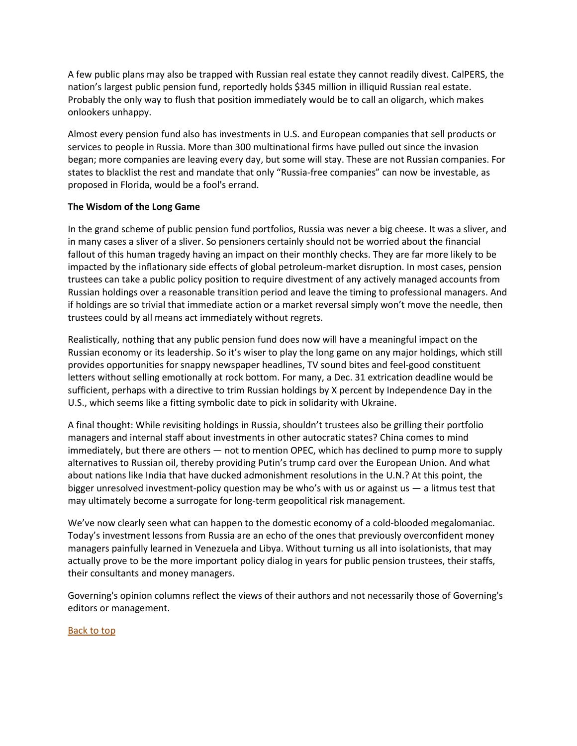A few public plans may also be trapped with Russian real estate they cannot readily divest. CalPERS, the nation's largest public pension fund, reportedly holds $345 million in illiquid Russian real estate. Probably the only way to flush that position immediately would be to call an oligarch, which makes onlookers unhappy.

Almost every pension fund also has investments in U.S. and European companies that sell products or services to people in Russia. More than 300 multinational firms have pulled out since the invasion began; more companies are leaving every day, but some will stay. These are not Russian companies. For states to blacklist the rest and mandate that only "Russia-free companies" can now be investable, as proposed in Florida, would be a fool's errand.

**The Wisdom of the Long Game**

In the grand scheme of public pension fund portfolios, Russia was never a big cheese. It was a sliver, and in many cases a sliver of a sliver. So pensioners certainly should not be worried about the financial fallout of this human tragedy having an impact on their monthly checks. They are far more likely to be impacted by the inflationary side effects of global petroleum-market disruption. In most cases, pension trustees can take a public policy position to require divestment of any actively managed accounts from Russian holdings over a reasonable transition period and leave the timing to professional managers. And if holdings are so trivial that immediate action or a market reversal simply won't move the needle, then trustees could by all means act immediately without regrets.

Realistically, nothing that any public pension fund does now will have a meaningful impact on the Russian economy or its leadership. So it's wiser to play the long game on any major holdings, which still provides opportunities for snappy newspaper headlines, TV sound bites and feel-good constituent letters without selling emotionally at rock bottom. For many, a Dec. 31 extrication deadline would be sufficient, perhaps with a directive to trim Russian holdings by X percent by Independence Day in the U.S., which seems like a fitting symbolic date to pick in solidarity with Ukraine.

A final thought: While revisiting holdings in Russia, shouldn't trustees also be grilling their portfolio managers and internal staff about investments in other autocratic states? China comes to mind immediately, but there are others — not to mention OPEC, which has declined to pump more to supply alternatives to Russian oil, thereby providing Putin's trump card over the European Union. And what about nations like India that have ducked admonishment resolutions in the U.N.? At this point, the bigger unresolved investment-policy question may be who's with us or against us — a litmus test that may ultimately become a surrogate for long-term geopolitical risk management.

We've now clearly seen what can happen to the domestic economy of a cold-blooded megalomaniac. Today's investment lessons from Russia are an echo of the ones that previously overconfident money managers painfully learned in Venezuela and Libya. Without turning us all into isolationists, that may actually prove to be the more important policy dialog in years for public pension trustees, their staffs, their consultants and money managers.

Governing's opinion columns reflect the views of their authors and not necessarily those of Governing's editors or management.

Back to top